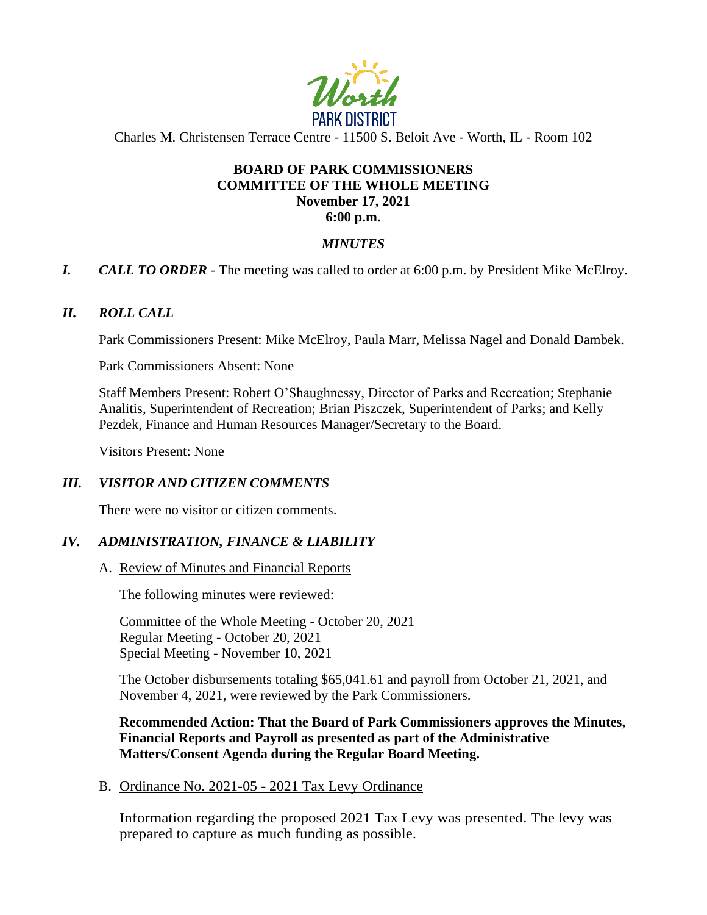Worth PARK DISTRICT

Charles M. Christensen Terrace Centre - 11500 S. Beloit Ave - Worth, IL - Room 102

**BOARD OF PARK COMMISSIONERS**
**COMMITTEE OF THE WHOLE MEETING**
**November 17, 2021**
**6:00 p.m.**

***MINUTES***

***I. CALL TO ORDER*** - The meeting was called to order at 6:00 p.m. by President Mike McElroy.

***II. ROLL CALL***

Park Commissioners Present: Mike McElroy, Paula Marr, Melissa Nagel and Donald Dambek.

Park Commissioners Absent: None

Staff Members Present: Robert O'Shaughnessy, Director of Parks and Recreation; Stephanie Analitis, Superintendent of Recreation; Brian Piszczek, Superintendent of Parks; and Kelly Pezdek, Finance and Human Resources Manager/Secretary to the Board.

Visitors Present: None

***III. VISITOR AND CITIZEN COMMENTS***

There were no visitor or citizen comments.

***IV. ADMINISTRATION, FINANCE & LIABILITY***

A. Review of Minutes and Financial Reports

The following minutes were reviewed:

Committee of the Whole Meeting - October 20, 2021
Regular Meeting - October 20, 2021
Special Meeting - November 10, 2021

The October disbursements totaling $65,041.61 and payroll from October 21, 2021, and November 4, 2021, were reviewed by the Park Commissioners.

**Recommended Action: That the Board of Park Commissioners approves the Minutes, Financial Reports and Payroll as presented as part of the Administrative Matters/Consent Agenda during the Regular Board Meeting.**

B. Ordinance No. 2021-05 - 2021 Tax Levy Ordinance

Information regarding the proposed 2021 Tax Levy was presented. The levy was prepared to capture as much funding as possible.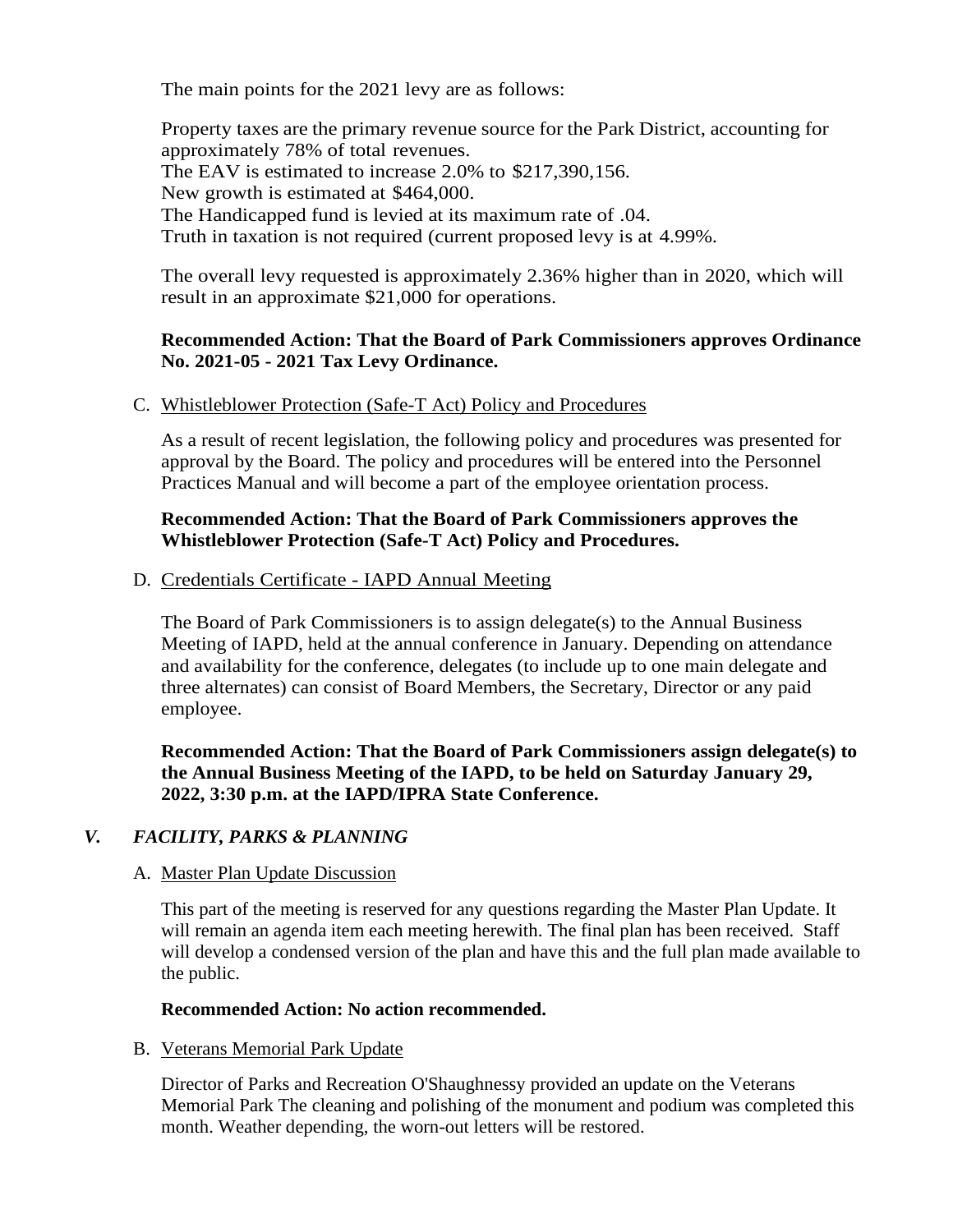The main points for the 2021 levy are as follows:

Property taxes are the primary revenue source for the Park District, accounting for approximately 78% of total revenues.
The EAV is estimated to increase 2.0% to $217,390,156.
New growth is estimated at $464,000.
The Handicapped fund is levied at its maximum rate of .04.
Truth in taxation is not required (current proposed levy is at 4.99%.

The overall levy requested is approximately 2.36% higher than in 2020, which will result in an approximate $21,000 for operations.

**Recommended Action: That the Board of Park Commissioners approves Ordinance No. 2021-05 - 2021 Tax Levy Ordinance.**

C. Whistleblower Protection (Safe-T Act) Policy and Procedures

As a result of recent legislation, the following policy and procedures was presented for approval by the Board. The policy and procedures will be entered into the Personnel Practices Manual and will become a part of the employee orientation process.

**Recommended Action: That the Board of Park Commissioners approves the Whistleblower Protection (Safe-T Act) Policy and Procedures.**

D. Credentials Certificate - IAPD Annual Meeting

The Board of Park Commissioners is to assign delegate(s) to the Annual Business Meeting of IAPD, held at the annual conference in January. Depending on attendance and availability for the conference, delegates (to include up to one main delegate and three alternates) can consist of Board Members, the Secretary, Director or any paid employee.

**Recommended Action: That the Board of Park Commissioners assign delegate(s) to the Annual Business Meeting of the IAPD, to be held on Saturday January 29, 2022, 3:30 p.m. at the IAPD/IPRA State Conference.**

## *V. FACILITY, PARKS & PLANNING*

A. Master Plan Update Discussion

This part of the meeting is reserved for any questions regarding the Master Plan Update. It will remain an agenda item each meeting herewith. The final plan has been received. Staff will develop a condensed version of the plan and have this and the full plan made available to the public.

**Recommended Action: No action recommended.**

B. Veterans Memorial Park Update

Director of Parks and Recreation O'Shaughnessy provided an update on the Veterans Memorial Park The cleaning and polishing of the monument and podium was completed this month. Weather depending, the worn-out letters will be restored.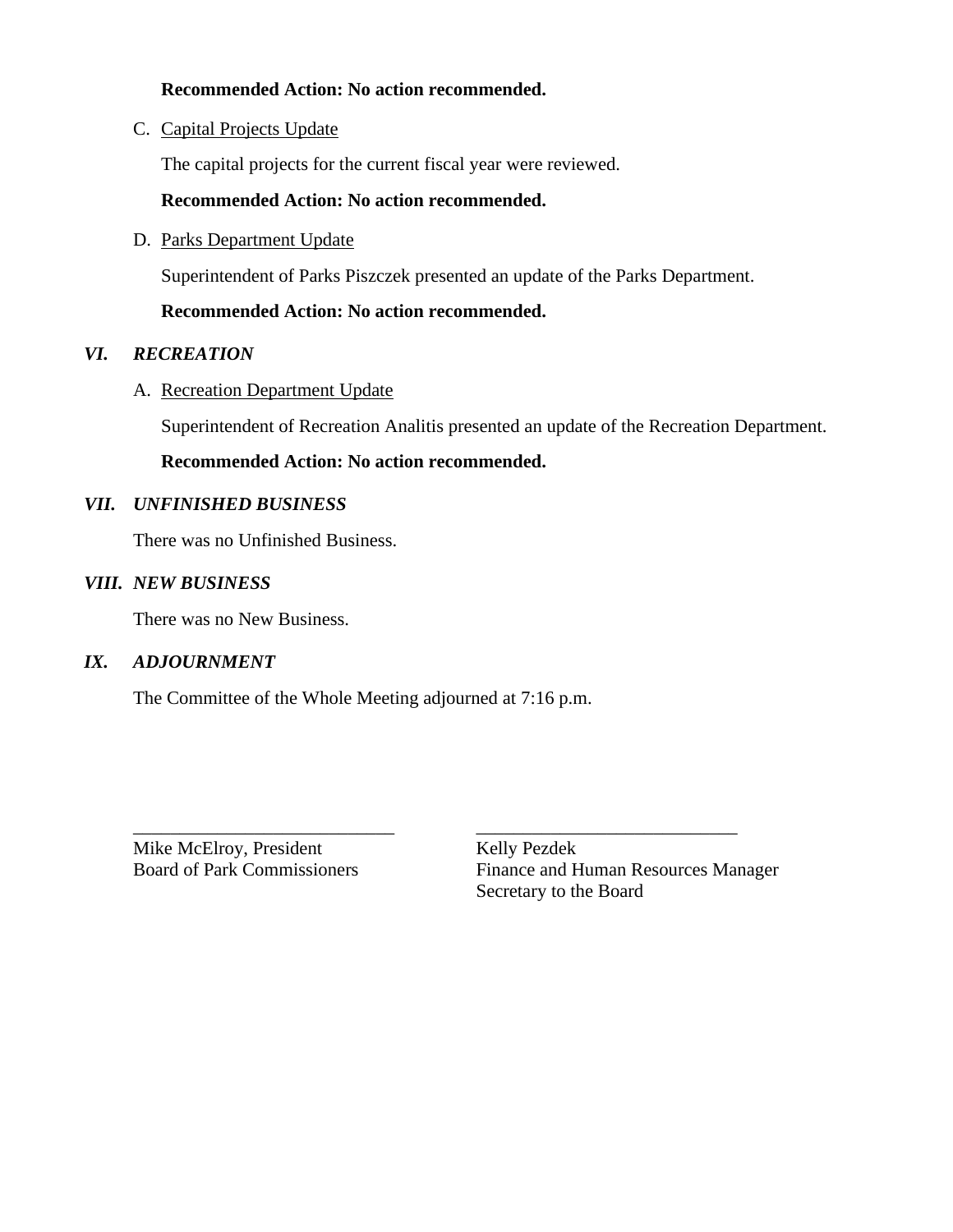**Recommended Action: No action recommended.**

C. Capital Projects Update

The capital projects for the current fiscal year were reviewed.

**Recommended Action: No action recommended.**

D. Parks Department Update

Superintendent of Parks Piszczek presented an update of the Parks Department.

**Recommended Action: No action recommended.**

## *VI. RECREATION*

A. Recreation Department Update

Superintendent of Recreation Analitis presented an update of the Recreation Department.

**Recommended Action: No action recommended.**

## *VII. UNFINISHED BUSINESS*

There was no Unfinished Business.

## *VIII. NEW BUSINESS*

There was no New Business.

## *IX. ADJOURNMENT*

The Committee of the Whole Meeting adjourned at 7:16 p.m.

____________________________
Mike McElroy, President
Board of Park Commissioners

____________________________
Kelly Pezdek
Finance and Human Resources Manager
Secretary to the Board